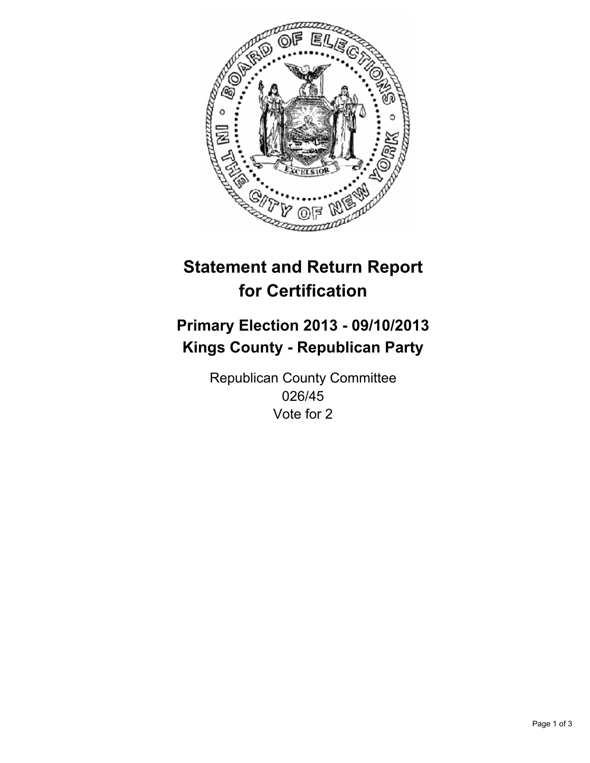# Statement and Return Report for Certification

## Primary Election 2013 - 09/10/2013
## Kings County - Republican Party

Republican County Committee
026/45
Vote for 2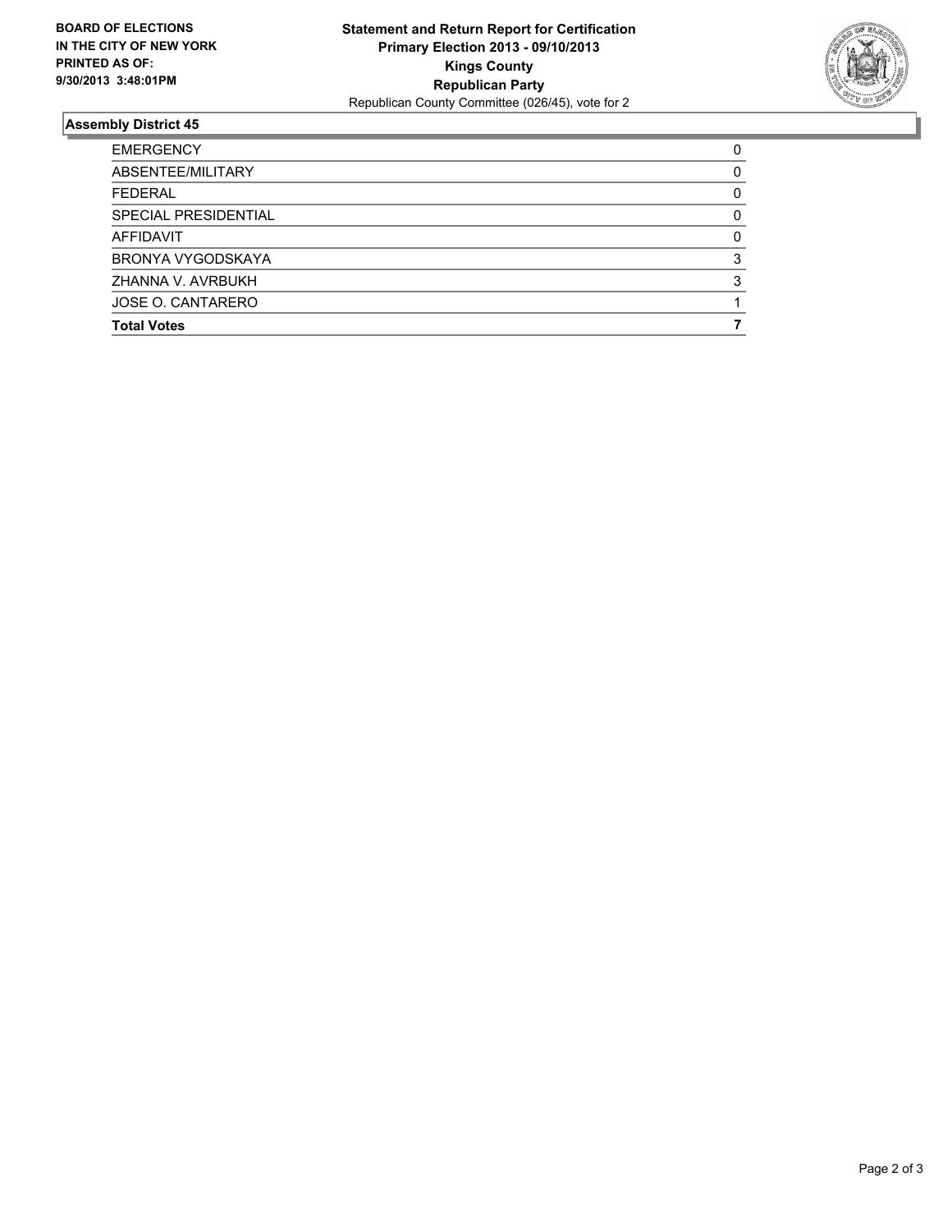**BOARD OF ELECTIONS IN THE CITY OF NEW YORK PRINTED AS OF: 9/30/2013 3:48:01PM**

**Statement and Return Report for Certification**
**Primary Election 2013 - 09/10/2013**
**Kings County**
**Republican Party**
Republican County Committee (026/45), vote for 2

## Assembly District 45

| | |
|---|---|
| EMERGENCY | 0 |
| ABSENTEE/MILITARY | 0 |
| FEDERAL | 0 |
| SPECIAL PRESIDENTIAL | 0 |
| AFFIDAVIT | 0 |
| BRONYA VYGODSKAYA | 3 |
| ZHANNA V. AVRBUKH | 3 |
| JOSE O. CANTARERO | 1 |
| **Total Votes** | **7** |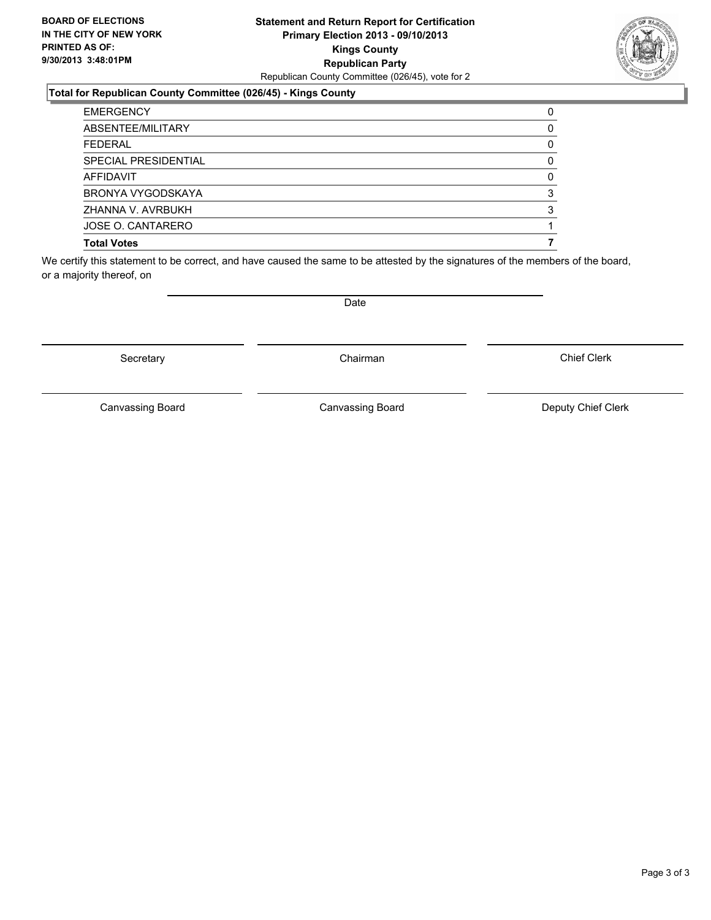**BOARD OF ELECTIONS**
**IN THE CITY OF NEW YORK**
**PRINTED AS OF:**
**9/30/2013 3:48:01PM**

**Statement and Return Report for Certification**
**Primary Election 2013 - 09/10/2013**
**Kings County**
**Republican Party**
Republican County Committee (026/45), vote for 2

### Total for Republican County Committee (026/45) - Kings County

| | |
|---|---|
| EMERGENCY | 0 |
| ABSENTEE/MILITARY | 0 |
| FEDERAL | 0 |
| SPECIAL PRESIDENTIAL | 0 |
| AFFIDAVIT | 0 |
| BRONYA VYGODSKAYA | 3 |
| ZHANNA V. AVRBUKH | 3 |
| JOSE O. CANTARERO | 1 |
| **Total Votes** | **7** |

We certify this statement to be correct, and have caused the same to be attested by the signatures of the members of the board, or a majority thereof, on

Date

Secretary

Chairman

Chief Clerk

Canvassing Board

Canvassing Board

Deputy Chief Clerk